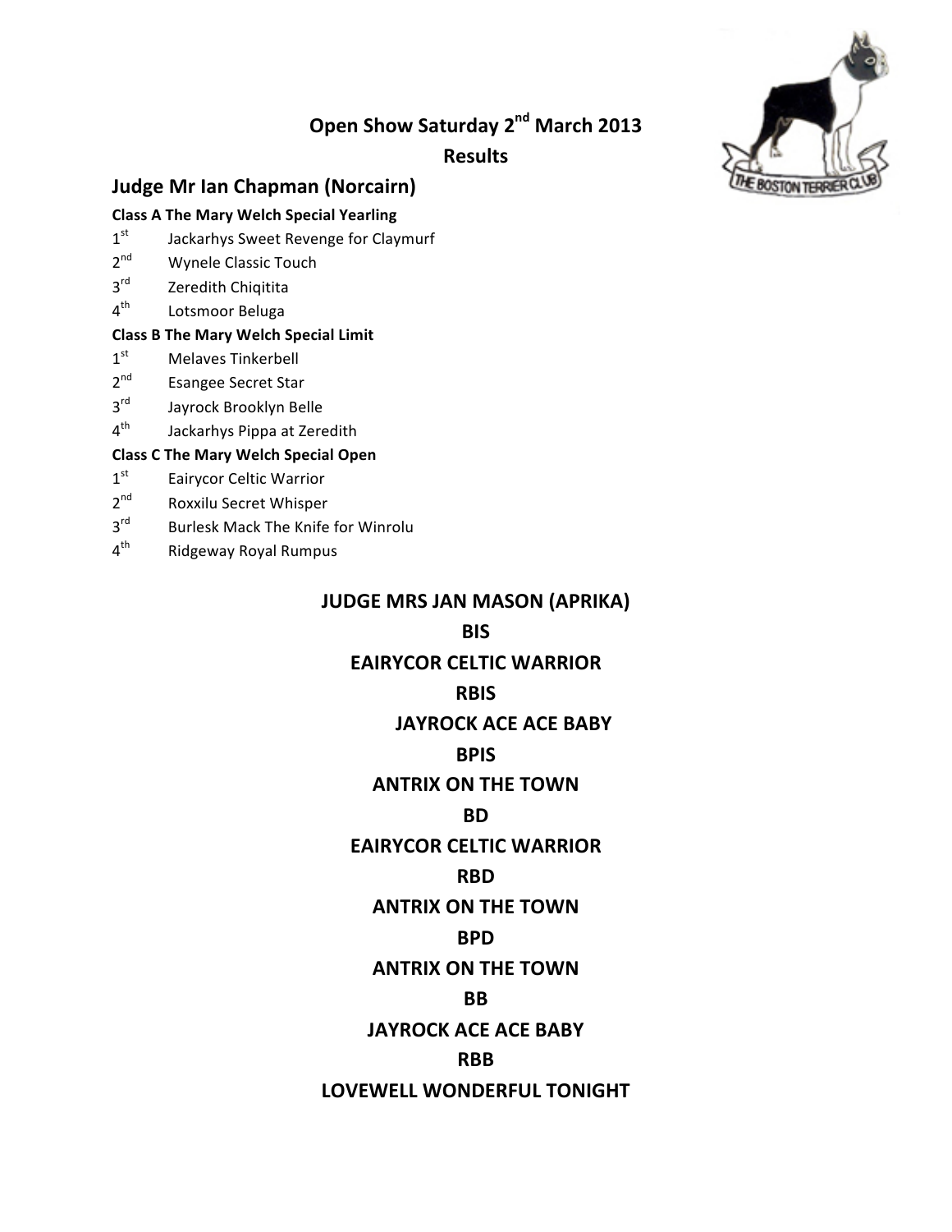# Open Show Saturday 2nd March 2013

## Results

## Judge Mr Ian Chapman (Norcairn)

**Class A The Mary Welch Special Yearling**

1st Jackarhys Sweet Revenge for Claymurf
2nd Wynele Classic Touch
3rd Zeredith Chiqitita
4th Lotsmoor Beluga

**Class B The Mary Welch Special Limit**

1st Melaves Tinkerbell
2nd Esangee Secret Star
3rd Jayrock Brooklyn Belle
4th Jackarhys Pippa at Zeredith

**Class C The Mary Welch Special Open**

1st Eairycor Celtic Warrior
2nd Roxxilu Secret Whisper
3rd Burlesk Mack The Knife for Winrolu
4th Ridgeway Royal Rumpus

## JUDGE MRS JAN MASON (APRIKA)

**BIS**
**EAIRYCOR CELTIC WARRIOR**

**RBIS**
**JAYROCK ACE ACE BABY**

**BPIS**
**ANTRIX ON THE TOWN**

**BD**
**EAIRYCOR CELTIC WARRIOR**

**RBD**
**ANTRIX ON THE TOWN**

**BPD**
**ANTRIX ON THE TOWN**

**BB**
**JAYROCK ACE ACE BABY**

**RBB**
**LOVEWELL WONDERFUL TONIGHT**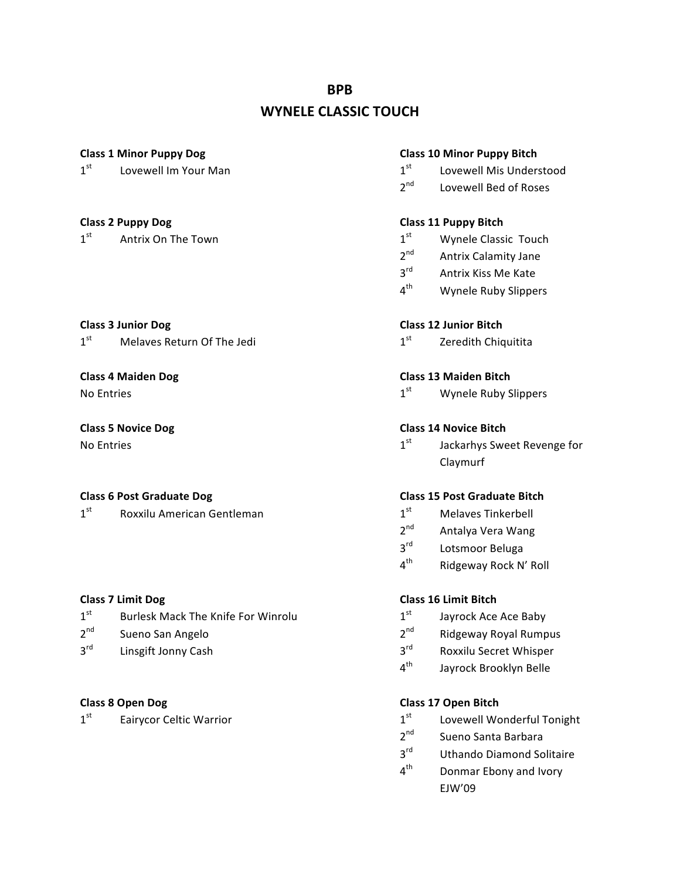# BPB

## WYNELE CLASSIC TOUCH

**Class 1 Minor Puppy Dog**

1st Lovewell Im Your Man

**Class 2 Puppy Dog**

1st Antrix On The Town

**Class 3 Junior Dog**

1st Melaves Return Of The Jedi

**Class 4 Maiden Dog**

No Entries

**Class 5 Novice Dog**

No Entries

**Class 6 Post Graduate Dog**

1st Roxxilu American Gentleman

**Class 7 Limit Dog**

1st Burlesk Mack The Knife For Winrolu
2nd Sueno San Angelo
3rd Linsgift Jonny Cash

**Class 8 Open Dog**

1st Eairycor Celtic Warrior

**Class 10 Minor Puppy Bitch**

1st Lovewell Mis Understood
2nd Lovewell Bed of Roses

**Class 11 Puppy Bitch**

1st Wynele Classic Touch
2nd Antrix Calamity Jane
3rd Antrix Kiss Me Kate
4th Wynele Ruby Slippers

**Class 12 Junior Bitch**

1st Zeredith Chiquitita

**Class 13 Maiden Bitch**

1st Wynele Ruby Slippers

**Class 14 Novice Bitch**

1st Jackarhys Sweet Revenge for Claymurf

**Class 15 Post Graduate Bitch**

1st Melaves Tinkerbell
2nd Antalya Vera Wang
3rd Lotsmoor Beluga
4th Ridgeway Rock N' Roll

**Class 16 Limit Bitch**

1st Jayrock Ace Ace Baby
2nd Ridgeway Royal Rumpus
3rd Roxxilu Secret Whisper
4th Jayrock Brooklyn Belle

**Class 17 Open Bitch**

1st Lovewell Wonderful Tonight
2nd Sueno Santa Barbara
3rd Uthando Diamond Solitaire
4th Donmar Ebony and Ivory EJW'09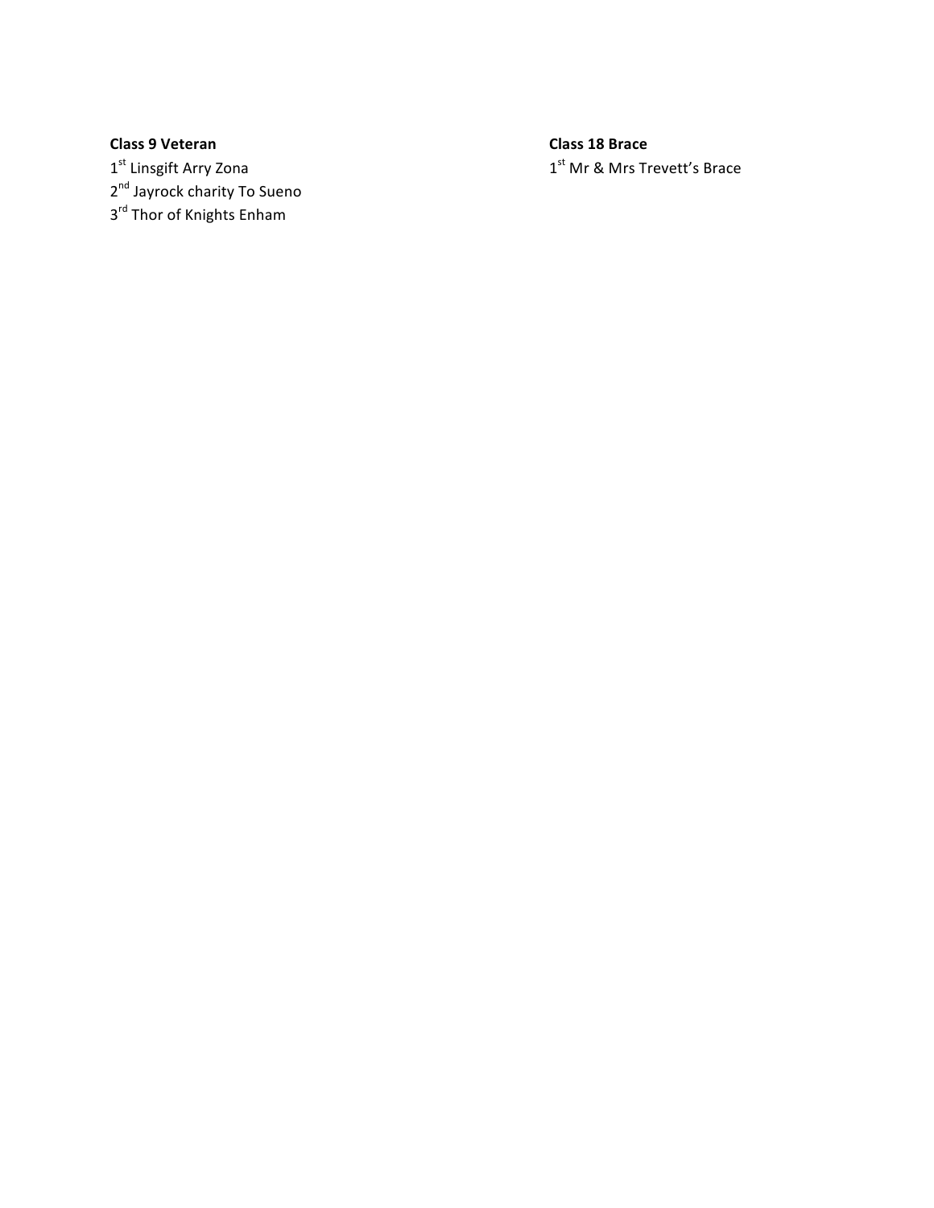**Class 9 Veteran**

1st Linsgift Arry Zona
2nd Jayrock charity To Sueno
3rd Thor of Knights Enham

**Class 18 Brace**

1st Mr & Mrs Trevett's Brace